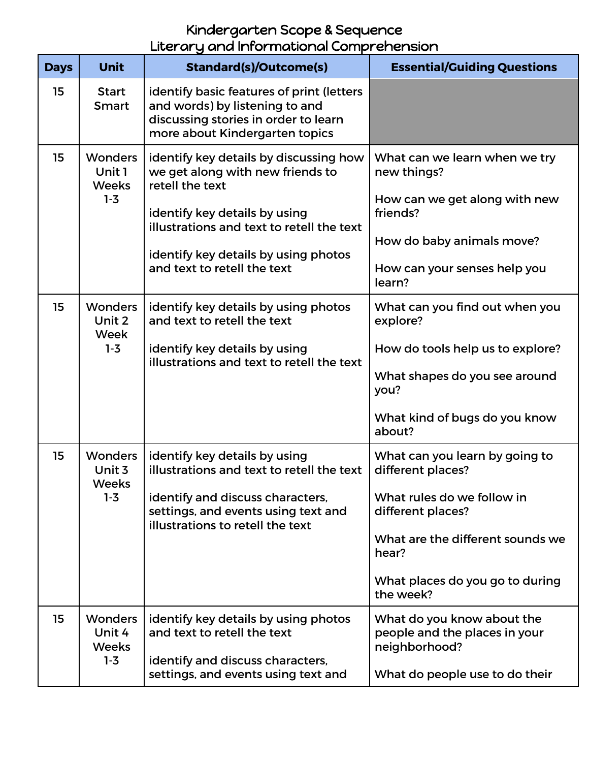# Kindergarten Scope & Sequence
## Literary and Informational Comprehension

| Days | Unit | Standard(s)/Outcome(s) | Essential/Guiding Questions |
|---|---|---|---|
| 15 | Start Smart | identify basic features of print (letters and words) by listening to and discussing stories in order to learn more about Kindergarten topics | |
| 15 | Wonders Unit 1 Weeks 1-3 | identify key details by discussing how we get along with new friends to retell the text<br><br>identify key details by using illustrations and text to retell the text<br><br>identify key details by using photos and text to retell the text | What can we learn when we try new things?<br><br>How can we get along with new friends?<br><br>How do baby animals move?<br><br>How can your senses help you learn? |
| 15 | Wonders Unit 2 Week 1-3 | identify key details by using photos and text to retell the text<br><br>identify key details by using illustrations and text to retell the text | What can you find out when you explore?<br><br>How do tools help us to explore?<br><br>What shapes do you see around you?<br><br>What kind of bugs do you know about? |
| 15 | Wonders Unit 3 Weeks 1-3 | identify key details by using illustrations and text to retell the text<br><br>identify and discuss characters, settings, and events using text and illustrations to retell the text | What can you learn by going to different places?<br><br>What rules do we follow in different places?<br><br>What are the different sounds we hear?<br><br>What places do you go to during the week? |
| 15 | Wonders Unit 4 Weeks 1-3 | identify key details by using photos and text to retell the text<br><br>identify and discuss characters, settings, and events using text and | What do you know about the people and the places in your neighborhood?<br><br>What do people use to do their |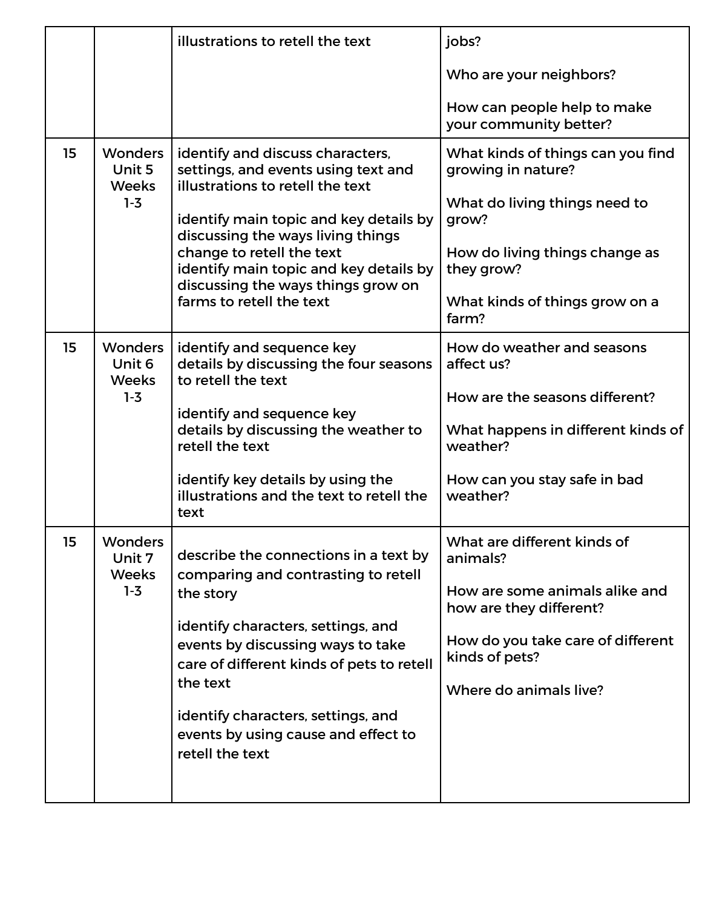| | | | |
|---|---|---|---|
| | | illustrations to retell the text | jobs?<br><br>Who are your neighbors?<br><br>How can people help to make your community better? |
| 15 | Wonders Unit 5 Weeks 1-3 | identify and discuss characters, settings, and events using text and illustrations to retell the text<br><br>identify main topic and key details by discussing the ways living things change to retell the text<br>identify main topic and key details by discussing the ways things grow on farms to retell the text | What kinds of things can you find growing in nature?<br><br>What do living things need to grow?<br><br>How do living things change as they grow?<br><br>What kinds of things grow on a farm? |
| 15 | Wonders Unit 6 Weeks 1-3 | identify and sequence key details by discussing the four seasons to retell the text<br><br>identify and sequence key details by discussing the weather to retell the text<br><br>identify key details by using the illustrations and the text to retell the text | How do weather and seasons affect us?<br><br>How are the seasons different?<br><br>What happens in different kinds of weather?<br><br>How can you stay safe in bad weather? |
| 15 | Wonders Unit 7 Weeks 1-3 | describe the connections in a text by comparing and contrasting to retell the story<br><br>identify characters, settings, and events by discussing ways to take care of different kinds of pets to retell the text<br><br>identify characters, settings, and events by using cause and effect to retell the text | What are different kinds of animals?<br><br>How are some animals alike and how are they different?<br><br>How do you take care of different kinds of pets?<br><br>Where do animals live? |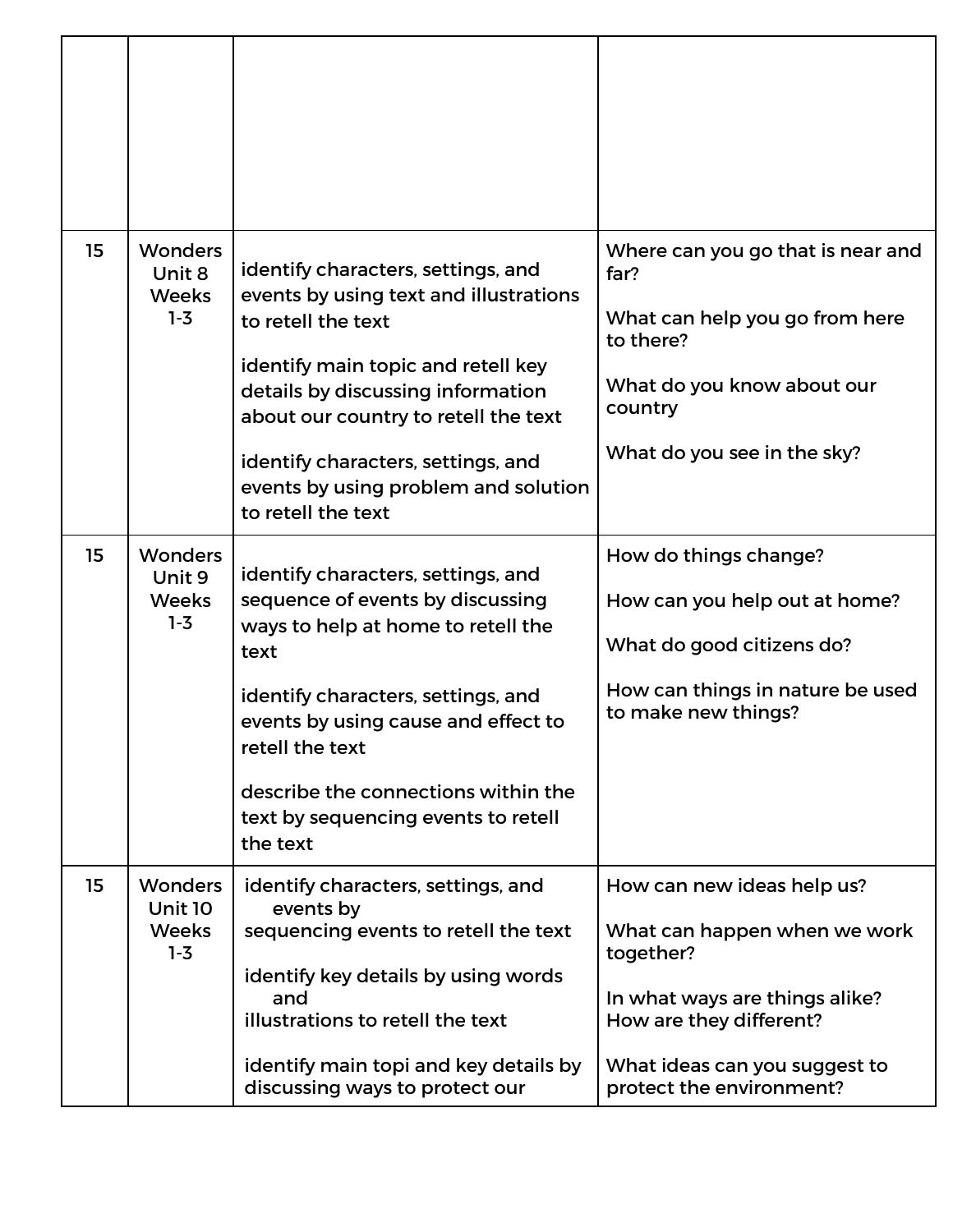| | | | |
|---|---|---|---|
| | | | |
| 15 | Wonders Unit 8 Weeks 1-3 | identify characters, settings, and events by using text and illustrations to retell the text<br><br>identify main topic and retell key details by discussing information about our country to retell the text<br><br>identify characters, settings, and events by using problem and solution to retell the text | Where can you go that is near and far?<br><br>What can help you go from here to there?<br><br>What do you know about our country<br><br>What do you see in the sky? |
| 15 | Wonders Unit 9 Weeks 1-3 | identify characters, settings, and sequence of events by discussing ways to help at home to retell the text<br><br>identify characters, settings, and events by using cause and effect to retell the text<br><br>describe the connections within the text by sequencing events to retell the text | How do things change?<br><br>How can you help out at home?<br><br>What do good citizens do?<br><br>How can things in nature be used to make new things? |
| 15 | Wonders Unit 10 Weeks 1-3 | identify characters, settings, and events by sequencing events to retell the text<br><br>identify key details by using words and illustrations to retell the text<br><br>identify main topi and key details by discussing ways to protect our | How can new ideas help us?<br><br>What can happen when we work together?<br><br>In what ways are things alike? How are they different?<br><br>What ideas can you suggest to protect the environment? |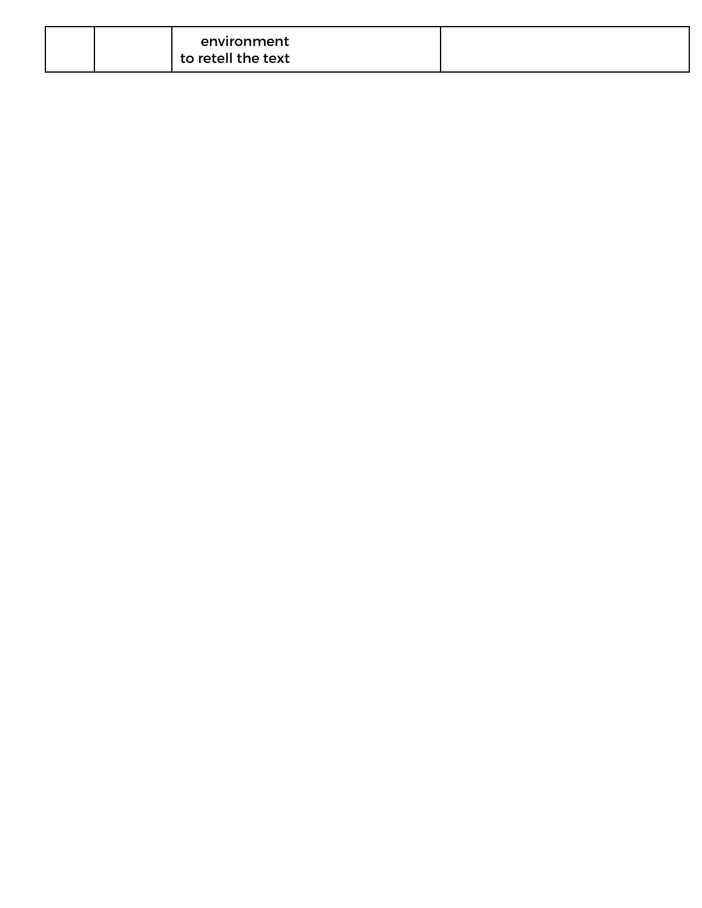| | | | |
|---|---|---|---|
| | | environment<br>to retell the text | |